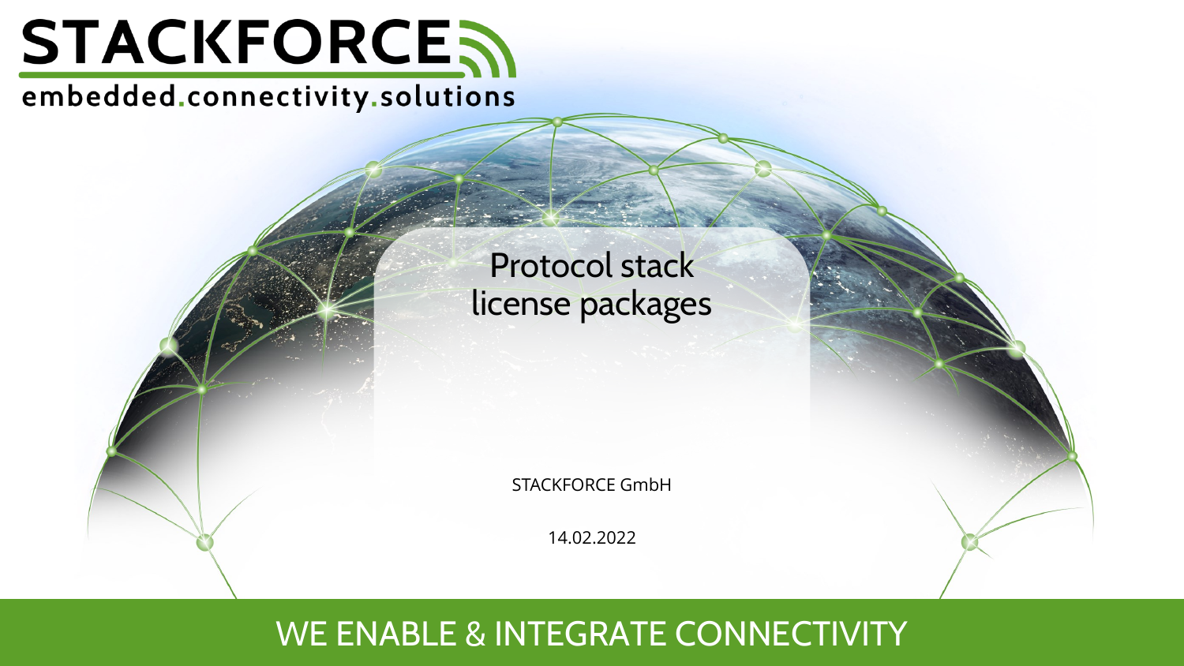STACKFORCE

embedded.connectivity.solutions

# Protocol stack license packages

STACKFORCE GmbH

14.02.2022

WE ENABLE & INTEGRATE CONNECTIVITY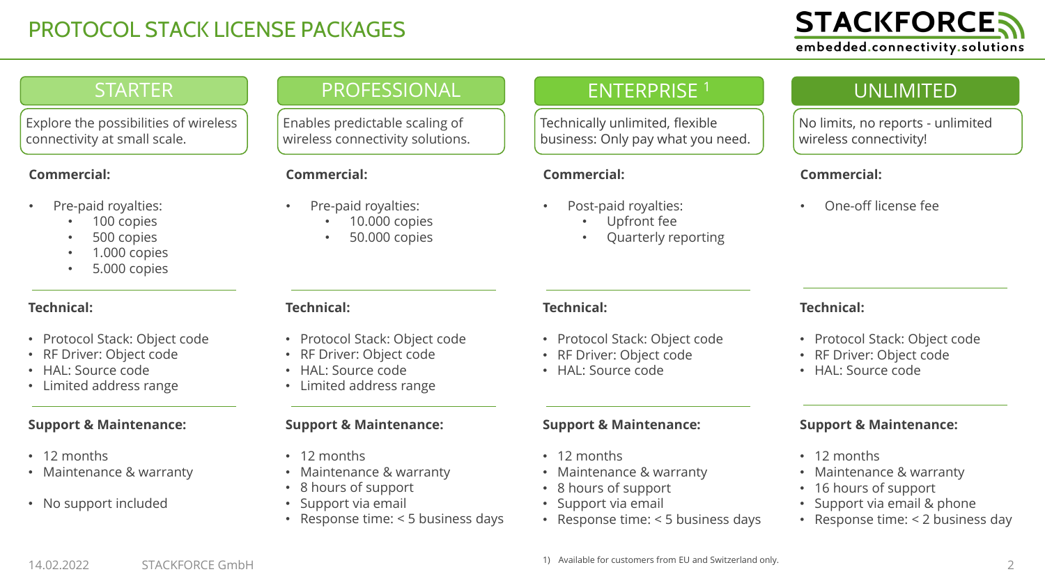# PROTOCOL STACK LICENSE PACKAGES

## STARTER

Explore the possibilities of wireless connectivity at small scale.

**Commercial:**

- Pre-paid royalties:
  - 100 copies
  - 500 copies
  - 1.000 copies
  - 5.000 copies

**Technical:**

- Protocol Stack: Object code
- RF Driver: Object code
- HAL: Source code
- Limited address range

**Support & Maintenance:**

- 12 months
- Maintenance & warranty
- No support included

## PROFESSIONAL

Enables predictable scaling of wireless connectivity solutions.

**Commercial:**

- Pre-paid royalties:
  - 10.000 copies
  - 50.000 copies

**Technical:**

- Protocol Stack: Object code
- RF Driver: Object code
- HAL: Source code
- Limited address range

**Support & Maintenance:**

- 12 months
- Maintenance & warranty
- 8 hours of support
- Support via email
- Response time: < 5 business days

## ENTERPRISE [1]

Technically unlimited, flexible business: Only pay what you need.

**Commercial:**

- Post-paid royalties:
  - Upfront fee
  - Quarterly reporting

**Technical:**

- Protocol Stack: Object code
- RF Driver: Object code
- HAL: Source code

**Support & Maintenance:**

- 12 months
- Maintenance & warranty
- 8 hours of support
- Support via email
- Response time: < 5 business days

## UNLIMITED

No limits, no reports - unlimited wireless connectivity!

**Commercial:**

- One-off license fee

**Technical:**

- Protocol Stack: Object code
- RF Driver: Object code
- HAL: Source code

**Support & Maintenance:**

- 12 months
- Maintenance & warranty
- 16 hours of support
- Support via email & phone
- Response time: < 2 business day

1) Available for customers from EU and Switzerland only.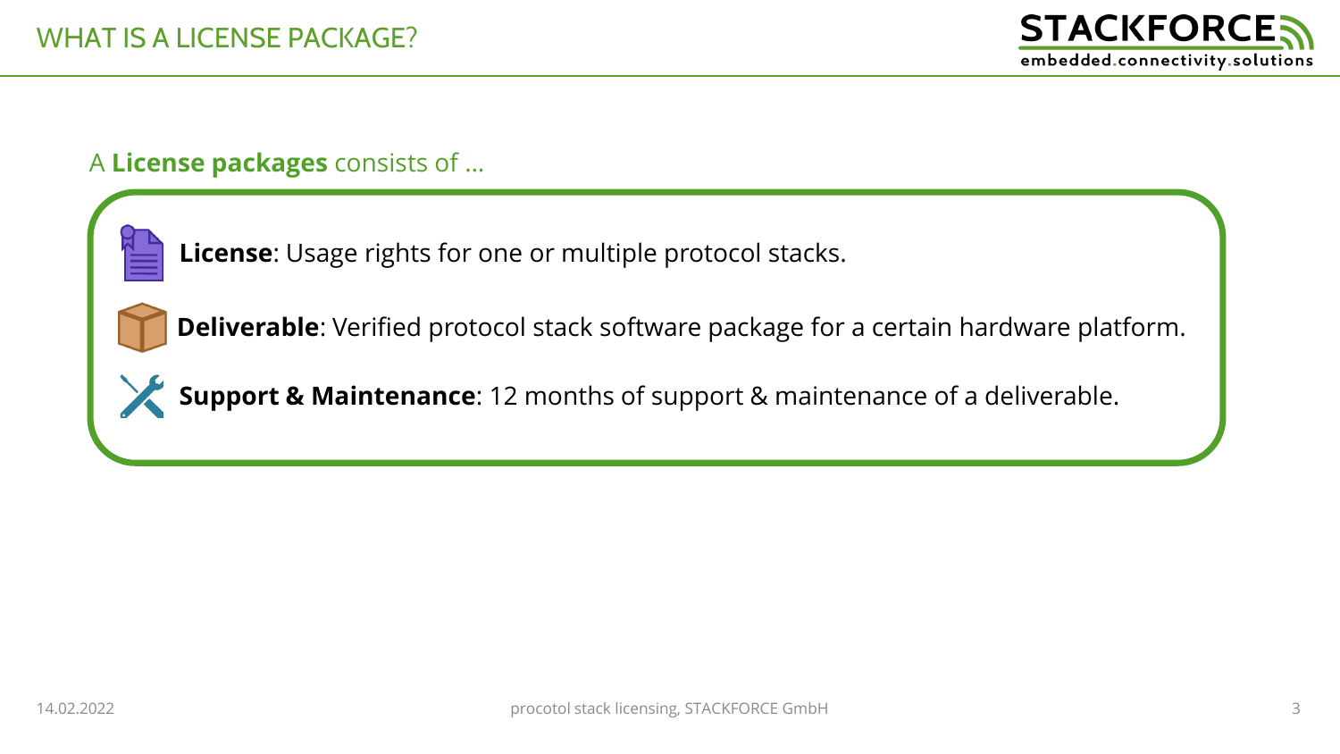# WHAT IS A LICENSE PACKAGE?

A **License packages** consists of …

- **License**: Usage rights for one or multiple protocol stacks.
- **Deliverable**: Verified protocol stack software package for a certain hardware platform.
- **Support & Maintenance**: 12 months of support & maintenance of a deliverable.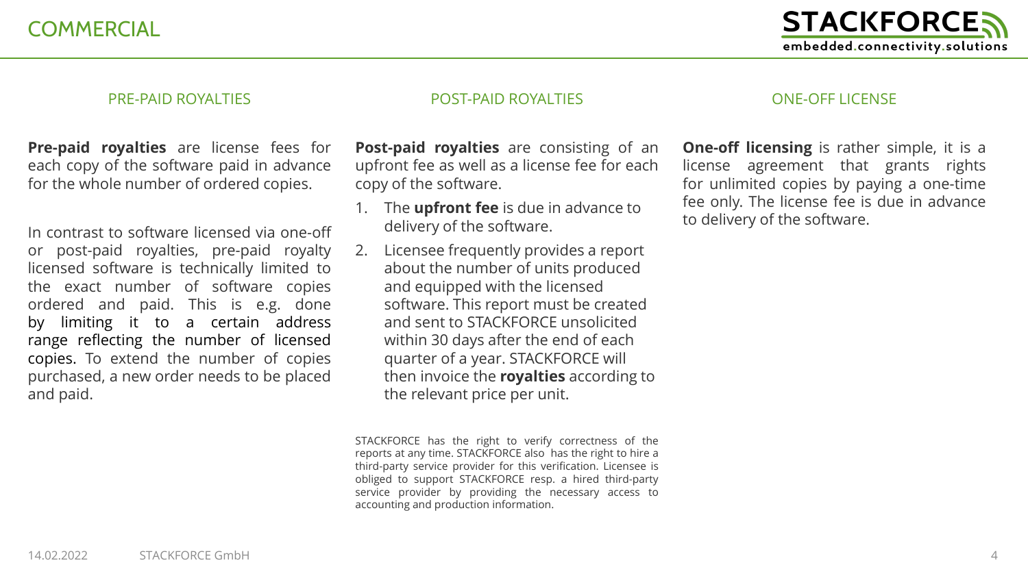# COMMERCIAL

## PRE-PAID ROYALTIES

**Pre-paid royalties** are license fees for each copy of the software paid in advance for the whole number of ordered copies.

In contrast to software licensed via one-off or post-paid royalties, pre-paid royalty licensed software is technically limited to the exact number of software copies ordered and paid. This is e.g. done by limiting it to a certain address range reflecting the number of licensed copies. To extend the number of copies purchased, a new order needs to be placed and paid.

## POST-PAID ROYALTIES

**Post-paid royalties** are consisting of an upfront fee as well as a license fee for each copy of the software.

1. The **upfront fee** is due in advance to delivery of the software.
2. Licensee frequently provides a report about the number of units produced and equipped with the licensed software. This report must be created and sent to STACKFORCE unsolicited within 30 days after the end of each quarter of a year. STACKFORCE will then invoice the **royalties** according to the relevant price per unit.

STACKFORCE has the right to verify correctness of the reports at any time. STACKFORCE also has the right to hire a third-party service provider for this verification. Licensee is obliged to support STACKFORCE resp. a hired third-party service provider by providing the necessary access to accounting and production information.

## ONE-OFF LICENSE

**One-off licensing** is rather simple, it is a license agreement that grants rights for unlimited copies by paying a one-time fee only. The license fee is due in advance to delivery of the software.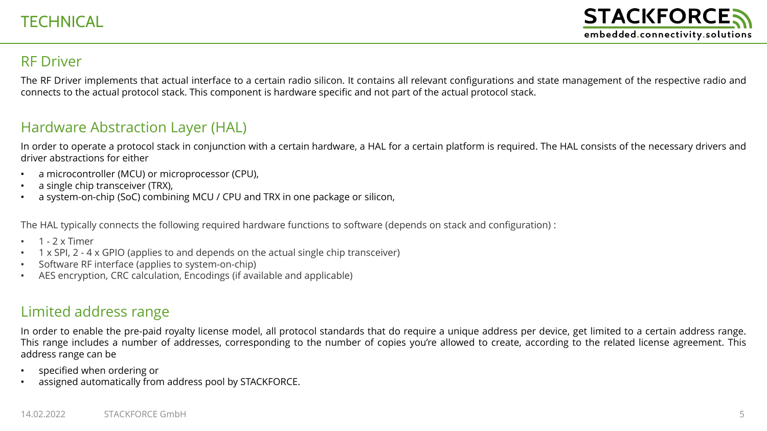# TECHNICAL

## RF Driver

The RF Driver implements that actual interface to a certain radio silicon. It contains all relevant configurations and state management of the respective radio and connects to the actual protocol stack. This component is hardware specific and not part of the actual protocol stack.

## Hardware Abstraction Layer (HAL)

In order to operate a protocol stack in conjunction with a certain hardware, a HAL for a certain platform is required. The HAL consists of the necessary drivers and driver abstractions for either

- a microcontroller (MCU) or microprocessor (CPU),
- a single chip transceiver (TRX),
- a system-on-chip (SoC) combining MCU / CPU and TRX in one package or silicon,

The HAL typically connects the following required hardware functions to software (depends on stack and configuration) :

- 1 - 2 x Timer
- 1 x SPI, 2 - 4 x GPIO (applies to and depends on the actual single chip transceiver)
- Software RF interface (applies to system-on-chip)
- AES encryption, CRC calculation, Encodings (if available and applicable)

## Limited address range

In order to enable the pre-paid royalty license model, all protocol standards that do require a unique address per device, get limited to a certain address range. This range includes a number of addresses, corresponding to the number of copies you're allowed to create, according to the related license agreement. This address range can be

- specified when ordering or
- assigned automatically from address pool by STACKFORCE.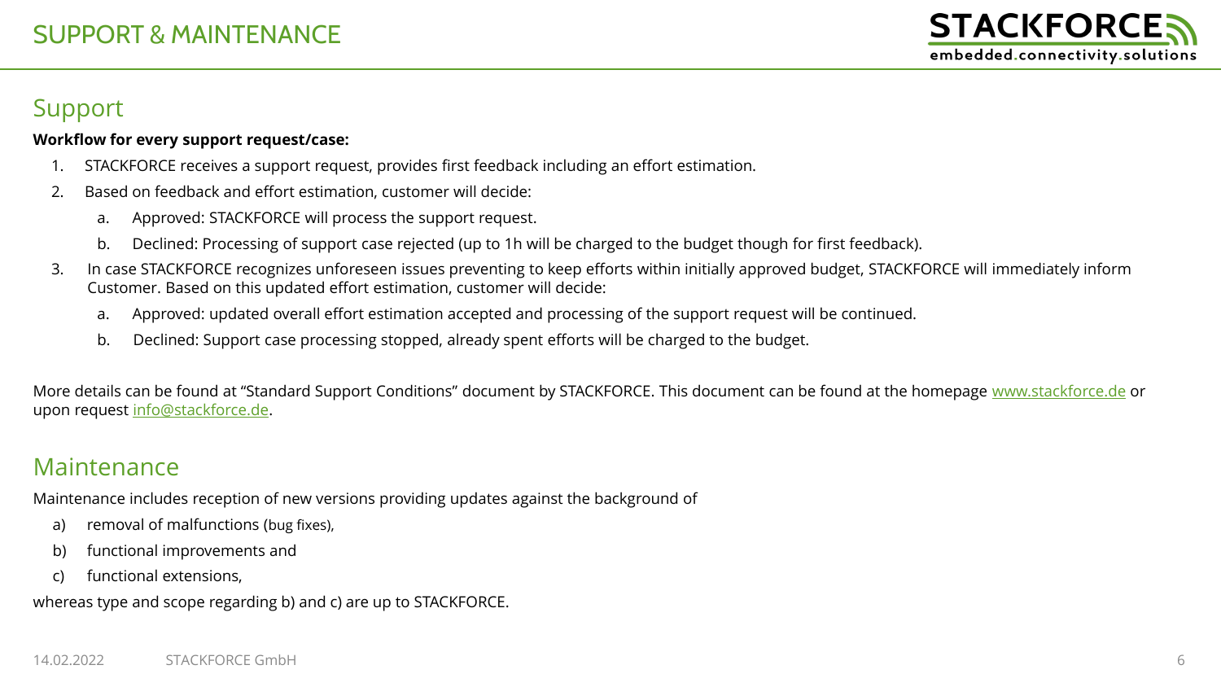# SUPPORT & MAINTENANCE

## Support

**Workflow for every support request/case:**

1. STACKFORCE receives a support request, provides first feedback including an effort estimation.
2. Based on feedback and effort estimation, customer will decide:
   a. Approved: STACKFORCE will process the support request.
   b. Declined: Processing of support case rejected (up to 1h will be charged to the budget though for first feedback).
3. In case STACKFORCE recognizes unforeseen issues preventing to keep efforts within initially approved budget, STACKFORCE will immediately inform Customer. Based on this updated effort estimation, customer will decide:
   a. Approved: updated overall effort estimation accepted and processing of the support request will be continued.
   b. Declined: Support case processing stopped, already spent efforts will be charged to the budget.

More details can be found at "Standard Support Conditions" document by STACKFORCE. This document can be found at the homepage [www.stackforce.de](http://www.stackforce.de) or upon request [info@stackforce.de](mailto:info@stackforce.de).

## Maintenance

Maintenance includes reception of new versions providing updates against the background of

a) removal of malfunctions (bug fixes),
b) functional improvements and
c) functional extensions,

whereas type and scope regarding b) and c) are up to STACKFORCE.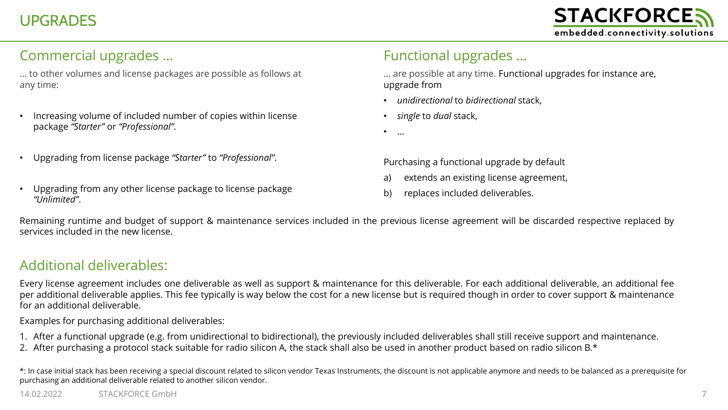# UPGRADES

## Commercial upgrades …

… to other volumes and license packages are possible as follows at any time:

- Increasing volume of included number of copies within license package *"Starter"* or *"Professional"*.
- Upgrading from license package *"Starter"* to *"Professional"*.
- Upgrading from any other license package to license package *"Unlimited"*.

## Functional upgrades …

… are possible at any time. Functional upgrades for instance are, upgrade from

- *unidirectional* to *bidirectional* stack,
- *single* to *dual* stack,
- …

Purchasing a functional upgrade by default

a) extends an existing license agreement,

b) replaces included deliverables.

Remaining runtime and budget of support & maintenance services included in the previous license agreement will be discarded respective replaced by services included in the new license.

## Additional deliverables:

Every license agreement includes one deliverable as well as support & maintenance for this deliverable. For each additional deliverable, an additional fee per additional deliverable applies. This fee typically is way below the cost for a new license but is required though in order to cover support & maintenance for an additional deliverable.

Examples for purchasing additional deliverables:

1. After a functional upgrade (e.g. from unidirectional to bidirectional), the previously included deliverables shall still receive support and maintenance.
2. After purchasing a protocol stack suitable for radio silicon A, the stack shall also be used in another product based on radio silicon B.*

*: In case initial stack has been receiving a special discount related to silicon vendor Texas Instruments, the discount is not applicable anymore and needs to be balanced as a prerequisite for purchasing an additional deliverable related to another silicon vendor.